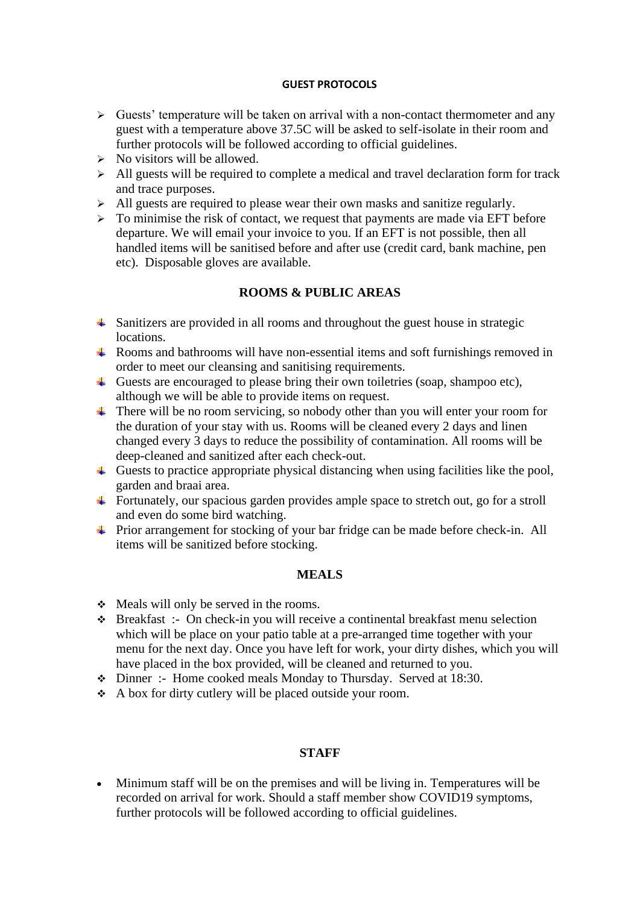# GUEST PROTOCOLS

- Guests' temperature will be taken on arrival with a non-contact thermometer and any guest with a temperature above 37.5C will be asked to self-isolate in their room and further protocols will be followed according to official guidelines.
- No visitors will be allowed.
- All guests will be required to complete a medical and travel declaration form for track and trace purposes.
- All guests are required to please wear their own masks and sanitize regularly.
- To minimise the risk of contact, we request that payments are made via EFT before departure. We will email your invoice to you. If an EFT is not possible, then all handled items will be sanitised before and after use (credit card, bank machine, pen etc). Disposable gloves are available.

## ROOMS & PUBLIC AREAS

- Sanitizers are provided in all rooms and throughout the guest house in strategic locations.
- Rooms and bathrooms will have non-essential items and soft furnishings removed in order to meet our cleansing and sanitising requirements.
- Guests are encouraged to please bring their own toiletries (soap, shampoo etc), although we will be able to provide items on request.
- There will be no room servicing, so nobody other than you will enter your room for the duration of your stay with us. Rooms will be cleaned every 2 days and linen changed every 3 days to reduce the possibility of contamination. All rooms will be deep-cleaned and sanitized after each check-out.
- Guests to practice appropriate physical distancing when using facilities like the pool, garden and braai area.
- Fortunately, our spacious garden provides ample space to stretch out, go for a stroll and even do some bird watching.
- Prior arrangement for stocking of your bar fridge can be made before check-in. All items will be sanitized before stocking.

## MEALS

- Meals will only be served in the rooms.
- Breakfast :- On check-in you will receive a continental breakfast menu selection which will be place on your patio table at a pre-arranged time together with your menu for the next day. Once you have left for work, your dirty dishes, which you will have placed in the box provided, will be cleaned and returned to you.
- Dinner :- Home cooked meals Monday to Thursday. Served at 18:30.
- A box for dirty cutlery will be placed outside your room.

## STAFF

- Minimum staff will be on the premises and will be living in. Temperatures will be recorded on arrival for work. Should a staff member show COVID19 symptoms, further protocols will be followed according to official guidelines.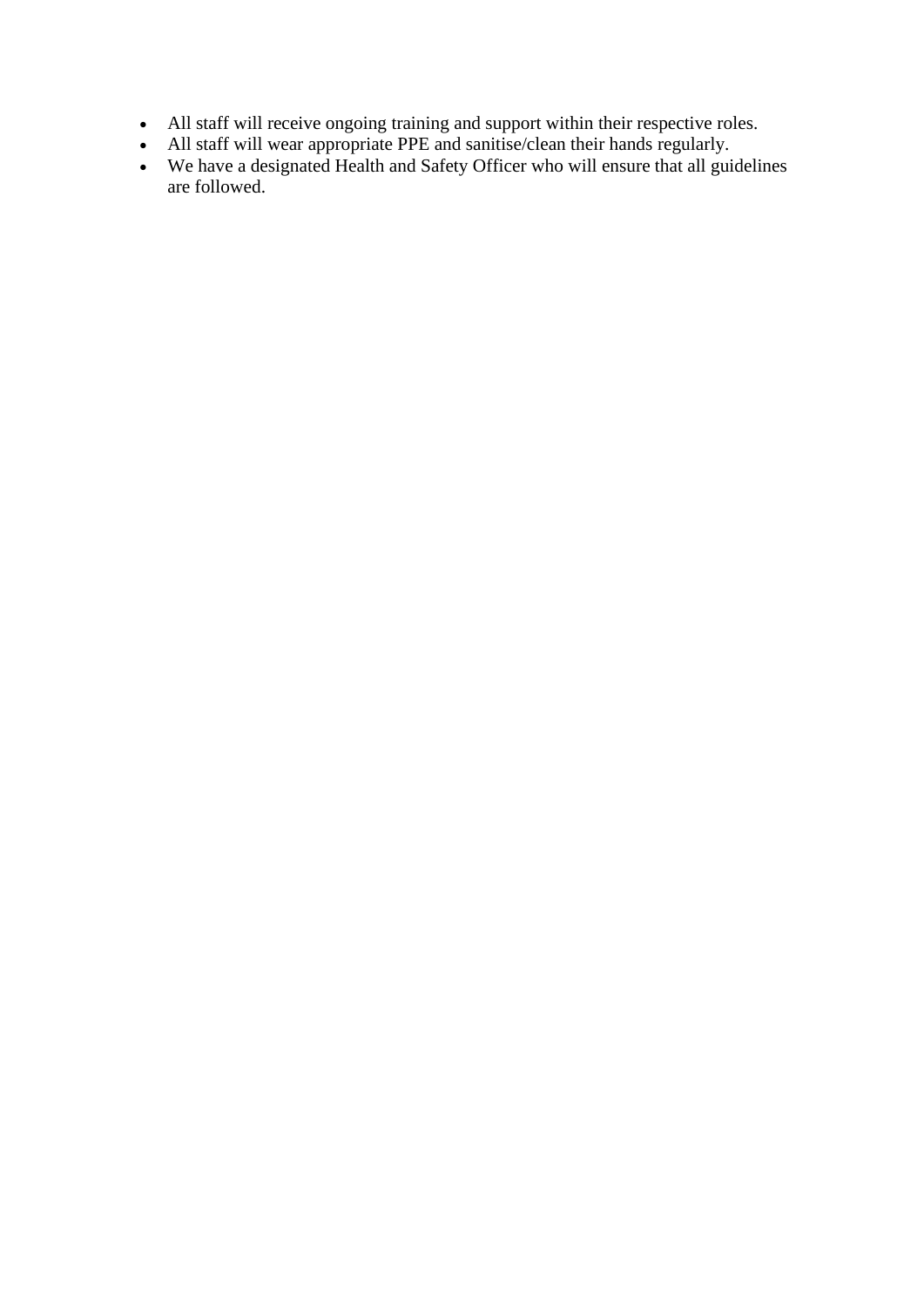- All staff will receive ongoing training and support within their respective roles.
- All staff will wear appropriate PPE and sanitise/clean their hands regularly.
- We have a designated Health and Safety Officer who will ensure that all guidelines are followed.